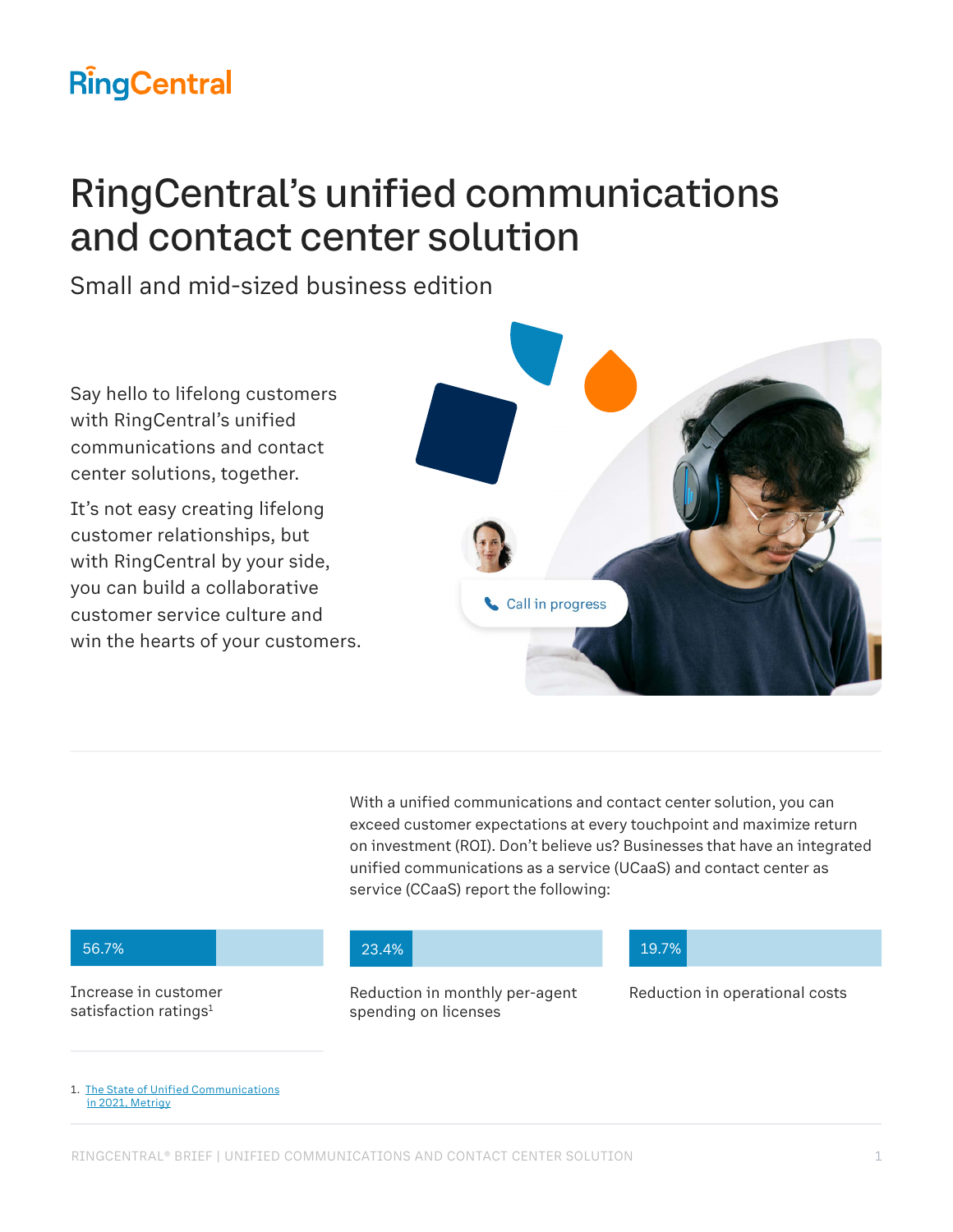RingCentral

# RingCentral's unified communications and contact center solution

## Small and mid-sized business edition

Say hello to lifelong customers with RingCentral's unified communications and contact center solutions, together.

It's not easy creating lifelong customer relationships, but with RingCentral by your side, you can build a collaborative customer service culture and win the hearts of your customers.

With a unified communications and contact center solution, you can exceed customer expectations at every touchpoint and maximize return on investment (ROI). Don't believe us? Businesses that have an integrated unified communications as a service (UCaaS) and contact center as service (CCaaS) report the following:

**56.7%**

Increase in customer satisfaction ratings[1]

**23.4%**

Reduction in monthly per-agent spending on licenses

**19.7%**

Reduction in operational costs

1. The State of Unified Communications in 2021, Metrigy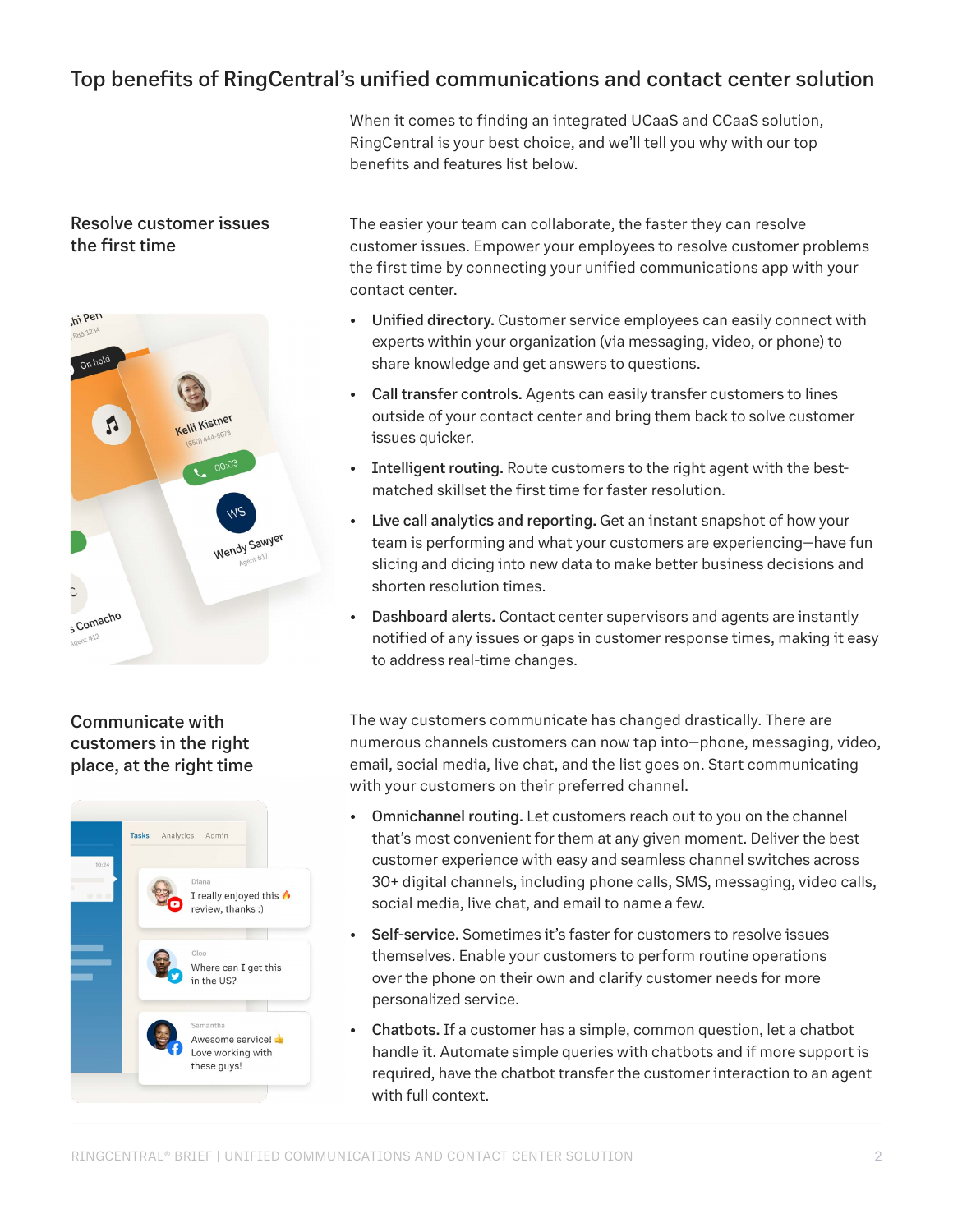## Top benefits of RingCentral's unified communications and contact center solution

When it comes to finding an integrated UCaaS and CCaaS solution, RingCentral is your best choice, and we'll tell you why with our top benefits and features list below.

### Resolve customer issues the first time

The easier your team can collaborate, the faster they can resolve customer issues. Empower your employees to resolve customer problems the first time by connecting your unified communications app with your contact center.

- **Unified directory.** Customer service employees can easily connect with experts within your organization (via messaging, video, or phone) to share knowledge and get answers to questions.
- **Call transfer controls.** Agents can easily transfer customers to lines outside of your contact center and bring them back to solve customer issues quicker.
- **Intelligent routing.** Route customers to the right agent with the best-matched skillset the first time for faster resolution.
- **Live call analytics and reporting.** Get an instant snapshot of how your team is performing and what your customers are experiencing—have fun slicing and dicing into new data to make better business decisions and shorten resolution times.
- **Dashboard alerts.** Contact center supervisors and agents are instantly notified of any issues or gaps in customer response times, making it easy to address real-time changes.

### Communicate with customers in the right place, at the right time

The way customers communicate has changed drastically. There are numerous channels customers can now tap into—phone, messaging, video, email, social media, live chat, and the list goes on. Start communicating with your customers on their preferred channel.

- **Omnichannel routing.** Let customers reach out to you on the channel that's most convenient for them at any given moment. Deliver the best customer experience with easy and seamless channel switches across 30+ digital channels, including phone calls, SMS, messaging, video calls, social media, live chat, and email to name a few.
- **Self-service.** Sometimes it's faster for customers to resolve issues themselves. Enable your customers to perform routine operations over the phone on their own and clarify customer needs for more personalized service.
- **Chatbots.** If a customer has a simple, common question, let a chatbot handle it. Automate simple queries with chatbots and if more support is required, have the chatbot transfer the customer interaction to an agent with full context.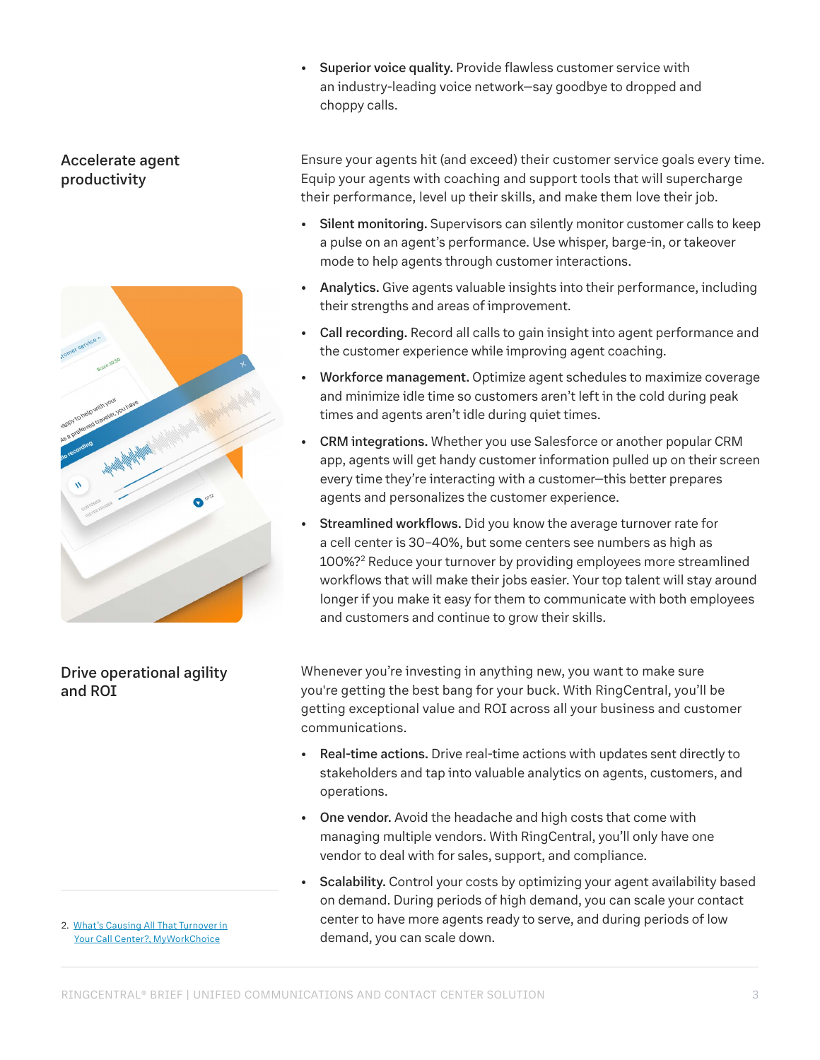- **Superior voice quality.** Provide flawless customer service with an industry-leading voice network—say goodbye to dropped and choppy calls.

## Accelerate agent productivity

Ensure your agents hit (and exceed) their customer service goals every time. Equip your agents with coaching and support tools that will supercharge their performance, level up their skills, and make them love their job.

- **Silent monitoring.** Supervisors can silently monitor customer calls to keep a pulse on an agent's performance. Use whisper, barge-in, or takeover mode to help agents through customer interactions.
- **Analytics.** Give agents valuable insights into their performance, including their strengths and areas of improvement.
- **Call recording.** Record all calls to gain insight into agent performance and the customer experience while improving agent coaching.
- **Workforce management.** Optimize agent schedules to maximize coverage and minimize idle time so customers aren't left in the cold during peak times and agents aren't idle during quiet times.
- **CRM integrations.** Whether you use Salesforce or another popular CRM app, agents will get handy customer information pulled up on their screen every time they're interacting with a customer—this better prepares agents and personalizes the customer experience.
- **Streamlined workflows.** Did you know the average turnover rate for a cell center is 30–40%, but some centers see numbers as high as 100%?[2] Reduce your turnover by providing employees more streamlined workflows that will make their jobs easier. Your top talent will stay around longer if you make it easy for them to communicate with both employees and customers and continue to grow their skills.

## Drive operational agility and ROI

Whenever you're investing in anything new, you want to make sure you're getting the best bang for your buck. With RingCentral, you'll be getting exceptional value and ROI across all your business and customer communications.

- **Real-time actions.** Drive real-time actions with updates sent directly to stakeholders and tap into valuable analytics on agents, customers, and operations.
- **One vendor.** Avoid the headache and high costs that come with managing multiple vendors. With RingCentral, you'll only have one vendor to deal with for sales, support, and compliance.
- **Scalability.** Control your costs by optimizing your agent availability based on demand. During periods of high demand, you can scale your contact center to have more agents ready to serve, and during periods of low demand, you can scale down.

---

2. What's Causing All That Turnover in Your Call Center?, MyWorkChoice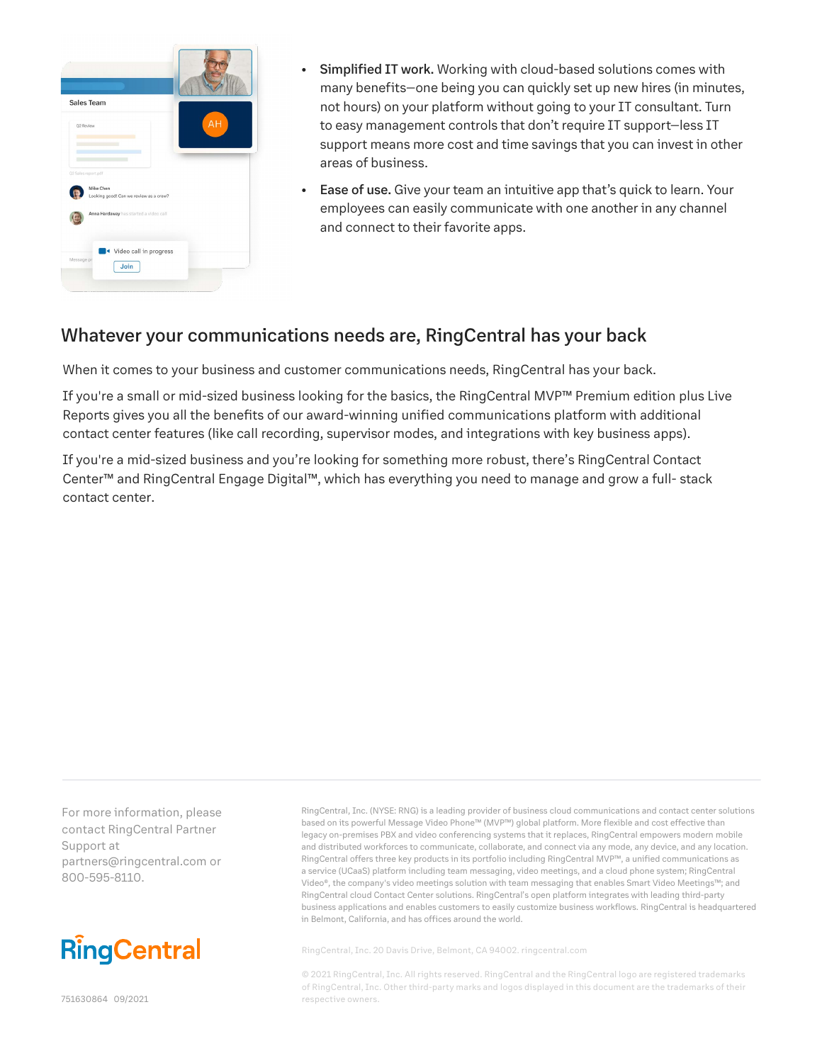- **Simplified IT work.** Working with cloud-based solutions comes with many benefits—one being you can quickly set up new hires (in minutes, not hours) on your platform without going to your IT consultant. Turn to easy management controls that don't require IT support—less IT support means more cost and time savings that you can invest in other areas of business.
- **Ease of use.** Give your team an intuitive app that's quick to learn. Your employees can easily communicate with one another in any channel and connect to their favorite apps.

## Whatever your communications needs are, RingCentral has your back

When it comes to your business and customer communications needs, RingCentral has your back.

If you're a small or mid-sized business looking for the basics, the RingCentral MVP™ Premium edition plus Live Reports gives you all the benefits of our award-winning unified communications platform with additional contact center features (like call recording, supervisor modes, and integrations with key business apps).

If you're a mid-sized business and you're looking for something more robust, there's RingCentral Contact Center™ and RingCentral Engage Digital™, which has everything you need to manage and grow a full- stack contact center.

For more information, please contact RingCentral Partner Support at partners@ringcentral.com or 800-595-8110.

RingCentral, Inc. (NYSE: RNG) is a leading provider of business cloud communications and contact center solutions based on its powerful Message Video Phone™ (MVP™) global platform. More flexible and cost effective than legacy on-premises PBX and video conferencing systems that it replaces, RingCentral empowers modern mobile and distributed workforces to communicate, collaborate, and connect via any mode, any device, and any location. RingCentral offers three key products in its portfolio including RingCentral MVP™, a unified communications as a service (UCaaS) platform including team messaging, video meetings, and a cloud phone system; RingCentral Video®, the company's video meetings solution with team messaging that enables Smart Video Meetings™; and RingCentral cloud Contact Center solutions. RingCentral's open platform integrates with leading third-party business applications and enables customers to easily customize business workflows. RingCentral is headquartered in Belmont, California, and has offices around the world.

RingCentral

RingCentral, Inc. 20 Davis Drive, Belmont, CA 94002. ringcentral.com

© 2021 RingCentral, Inc. All rights reserved. RingCentral and the RingCentral logo are registered trademarks of RingCentral, Inc. Other third-party marks and logos displayed in this document are the trademarks of their respective owners.

751630864 09/2021